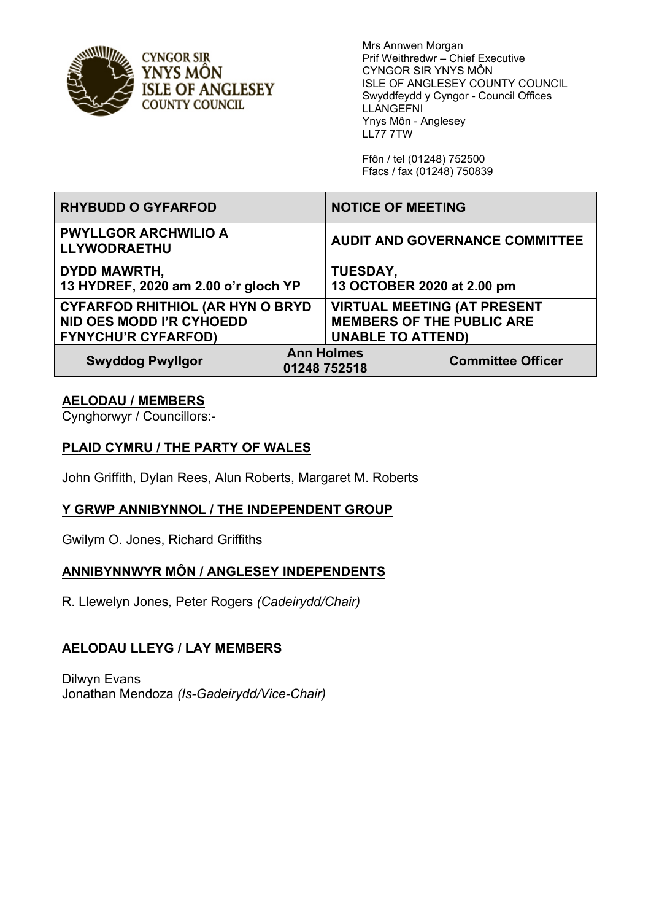CYNGOR SIR YNYS MÔN ISLE OF ANGLESEY COUNTY COUNCIL

Mrs Annwen Morgan
Prif Weithredwr – Chief Executive
CYNGOR SIR YNYS MÔN
ISLE OF ANGLESEY COUNTY COUNCIL
Swyddfeydd y Cyngor - Council Offices
LLANGEFNI
Ynys Môn - Anglesey
LL77 7TW

Ffôn / tel (01248) 752500
Ffacs / fax (01248) 750839

| **RHYBUDD O GYFARFOD** | | **NOTICE OF MEETING** |
|---|---|---|
| **PWYLLGOR ARCHWILIO A LLYWODRAETHU** | | **AUDIT AND GOVERNANCE COMMITTEE** |
| **DYDD MAWRTH, 13 HYDREF, 2020 am 2.00 o'r gloch YP** | | **TUESDAY, 13 OCTOBER 2020 at 2.00 pm** |
| **CYFARFOD RHITHIOL (AR HYN O BRYD NID OES MODD I'R CYHOEDD FYNYCHU'R CYFARFOD)** | | **VIRTUAL MEETING (AT PRESENT MEMBERS OF THE PUBLIC ARE UNABLE TO ATTEND)** |
| **Swyddog Pwyllgor** | **Ann Holmes 01248 752518** | **Committee Officer** |

**AELODAU / MEMBERS**

Cynghorwyr / Councillors:-

**PLAID CYMRU / THE PARTY OF WALES**

John Griffith, Dylan Rees, Alun Roberts, Margaret M. Roberts

**Y GRWP ANNIBYNNOL / THE INDEPENDENT GROUP**

Gwilym O. Jones, Richard Griffiths

**ANNIBYNNWYR MÔN / ANGLESEY INDEPENDENTS**

R. Llewelyn Jones*,* Peter Rogers *(Cadeirydd/Chair)*

**AELODAU LLEYG / LAY MEMBERS**

Dilwyn Evans
Jonathan Mendoza *(Is-Gadeirydd/Vice-Chair)*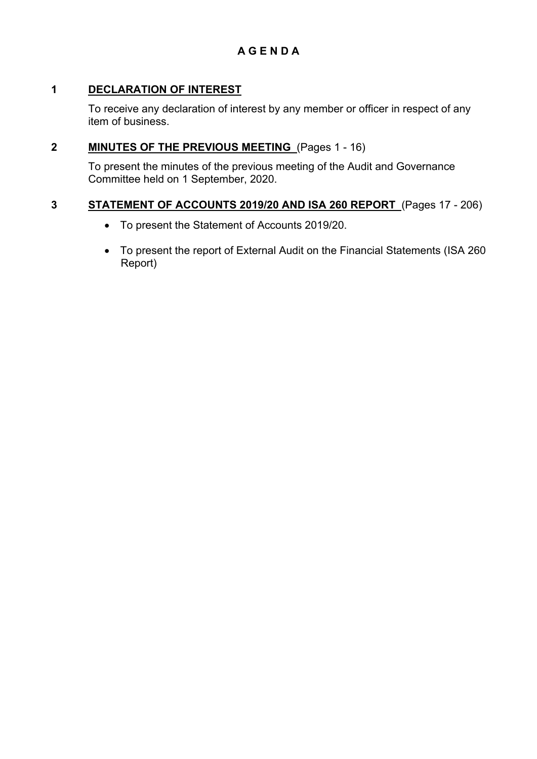# A G E N D A

## 1 DECLARATION OF INTEREST

To receive any declaration of interest by any member or officer in respect of any item of business.

## 2 MINUTES OF THE PREVIOUS MEETING (Pages 1 - 16)

To present the minutes of the previous meeting of the Audit and Governance Committee held on 1 September, 2020.

## 3 STATEMENT OF ACCOUNTS 2019/20 AND ISA 260 REPORT (Pages 17 - 206)

- To present the Statement of Accounts 2019/20.
- To present the report of External Audit on the Financial Statements (ISA 260 Report)